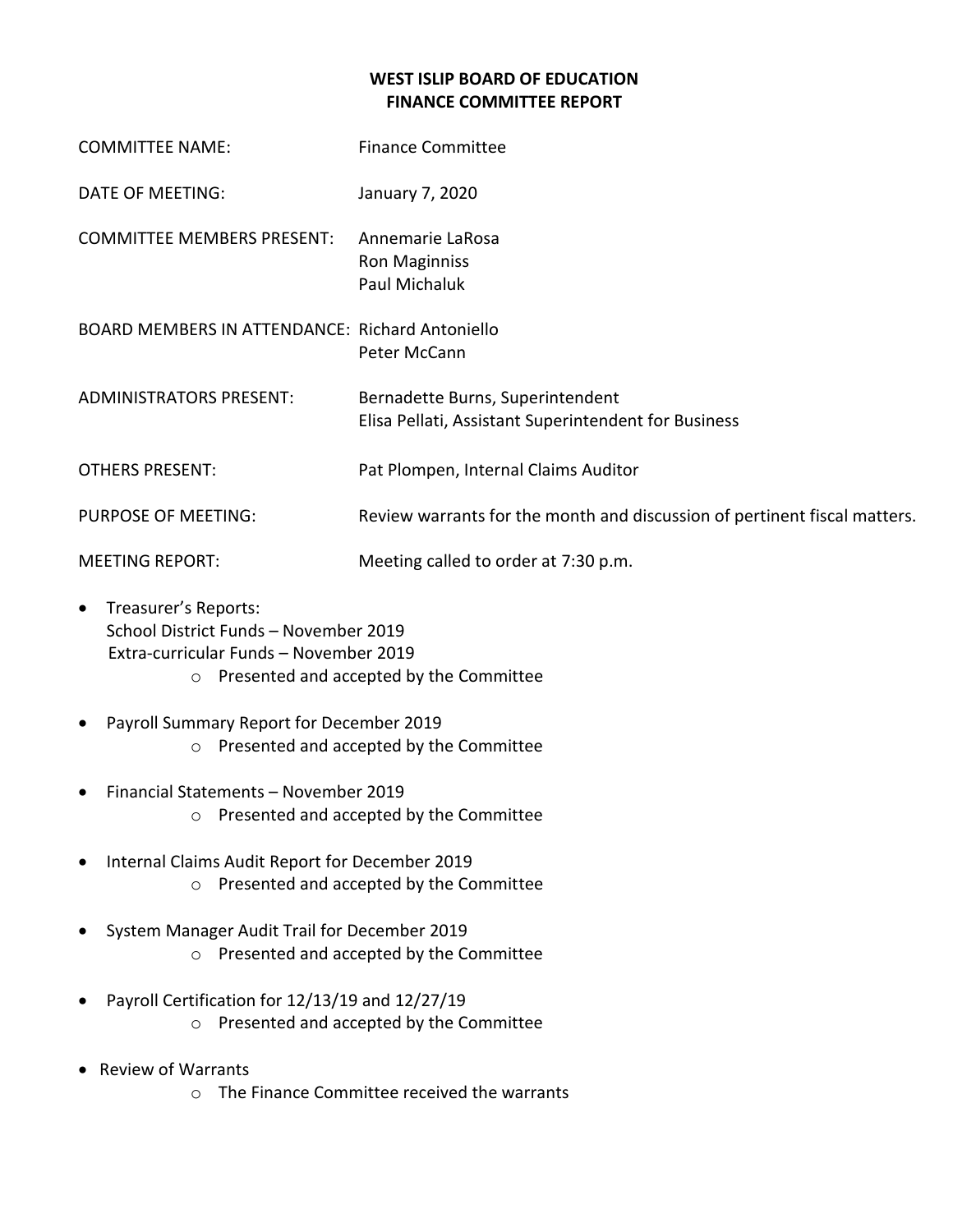# WEST ISLIP BOARD OF EDUCATION
## FINANCE COMMITTEE REPORT

| | |
|---|---|
| COMMITTEE NAME: | Finance Committee |
| DATE OF MEETING: | January 7, 2020 |
| COMMITTEE MEMBERS PRESENT: | Annemarie LaRosa<br>Ron Maginniss<br>Paul Michaluk |
| BOARD MEMBERS IN ATTENDANCE: | Richard Antoniello<br>Peter McCann |
| ADMINISTRATORS PRESENT: | Bernadette Burns, Superintendent<br>Elisa Pellati, Assistant Superintendent for Business |
| OTHERS PRESENT: | Pat Plompen, Internal Claims Auditor |
| PURPOSE OF MEETING: | Review warrants for the month and discussion of pertinent fiscal matters. |
| MEETING REPORT: | Meeting called to order at 7:30 p.m. |

- Treasurer's Reports:
  School District Funds – November 2019
  Extra-curricular Funds – November 2019
  - Presented and accepted by the Committee
- Payroll Summary Report for December 2019
  - Presented and accepted by the Committee
- Financial Statements – November 2019
  - Presented and accepted by the Committee
- Internal Claims Audit Report for December 2019
  - Presented and accepted by the Committee
- System Manager Audit Trail for December 2019
  - Presented and accepted by the Committee
- Payroll Certification for 12/13/19 and 12/27/19
  - Presented and accepted by the Committee
- Review of Warrants
  - The Finance Committee received the warrants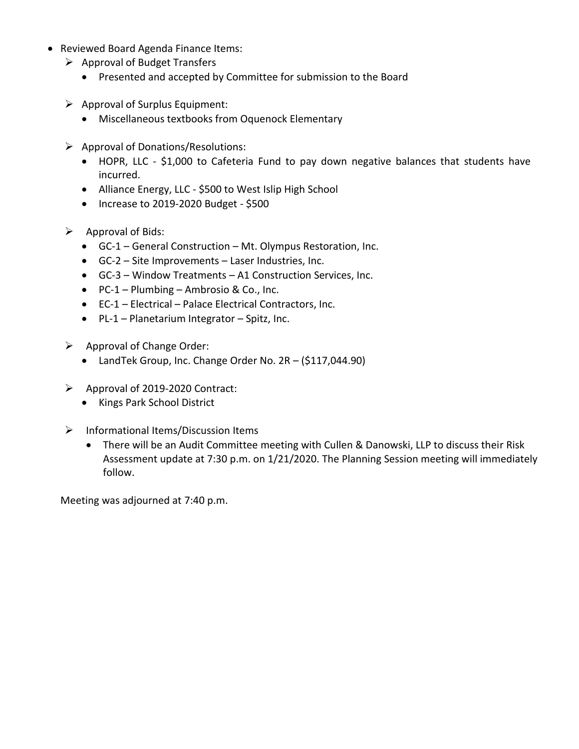- Reviewed Board Agenda Finance Items:
  - Approval of Budget Transfers
    - Presented and accepted by Committee for submission to the Board
  - Approval of Surplus Equipment:
    - Miscellaneous textbooks from Oquenock Elementary
  - Approval of Donations/Resolutions:
    - HOPR, LLC - $1,000 to Cafeteria Fund to pay down negative balances that students have incurred.
    - Alliance Energy, LLC - $500 to West Islip High School
    - Increase to 2019-2020 Budget - $500
  - Approval of Bids:
    - GC-1 – General Construction – Mt. Olympus Restoration, Inc.
    - GC-2 – Site Improvements – Laser Industries, Inc.
    - GC-3 – Window Treatments – A1 Construction Services, Inc.
    - PC-1 – Plumbing – Ambrosio & Co., Inc.
    - EC-1 – Electrical – Palace Electrical Contractors, Inc.
    - PL-1 – Planetarium Integrator – Spitz, Inc.
  - Approval of Change Order:
    - LandTek Group, Inc. Change Order No. 2R – ($117,044.90)
  - Approval of 2019-2020 Contract:
    - Kings Park School District
  - Informational Items/Discussion Items
    - There will be an Audit Committee meeting with Cullen & Danowski, LLP to discuss their Risk Assessment update at 7:30 p.m. on 1/21/2020. The Planning Session meeting will immediately follow.

Meeting was adjourned at 7:40 p.m.